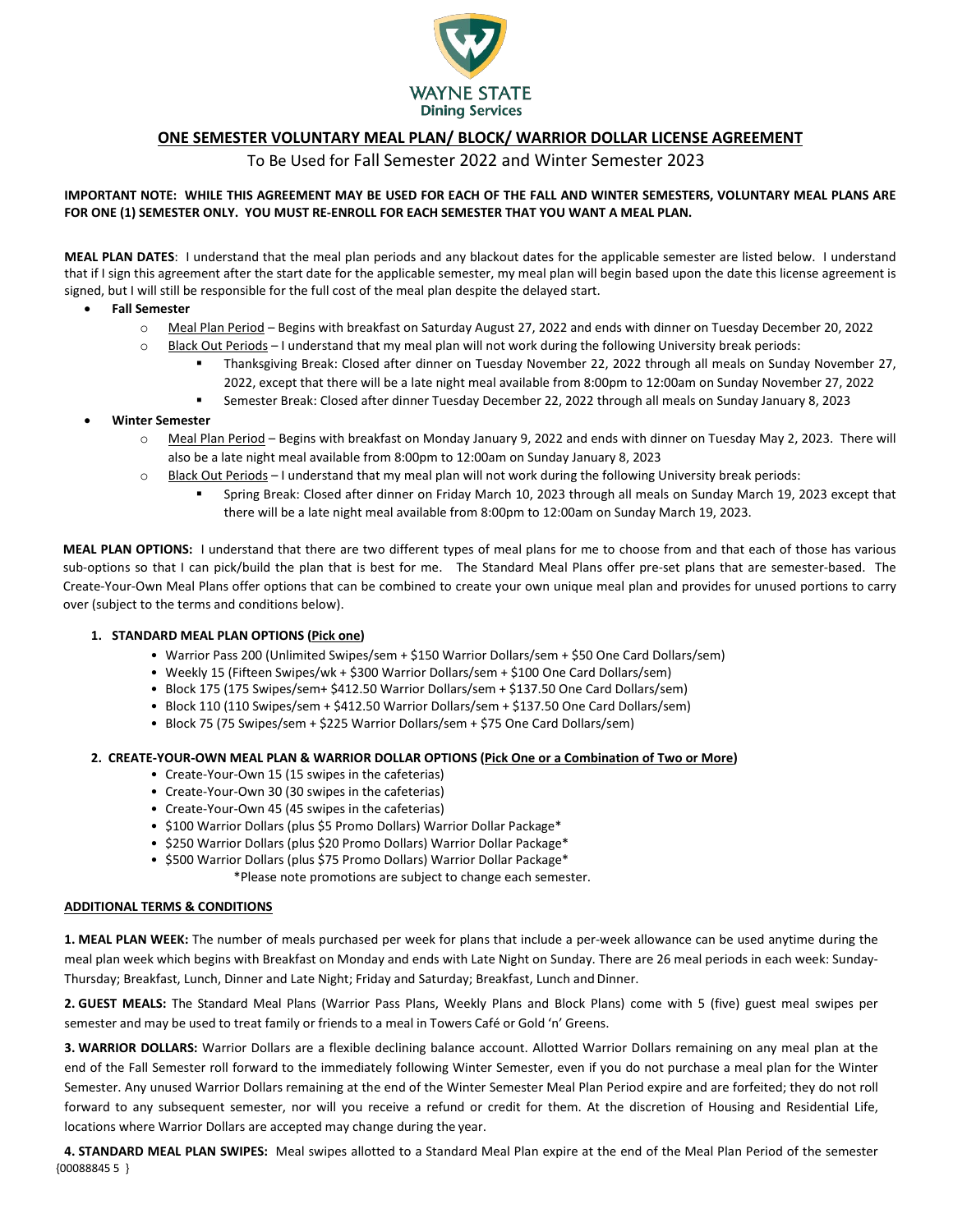WAYNE STATE
Dining Services

## ONE SEMESTER VOLUNTARY MEAL PLAN/ BLOCK/ WARRIOR DOLLAR LICENSE AGREEMENT

To Be Used for Fall Semester 2022 and Winter Semester 2023

**IMPORTANT NOTE: WHILE THIS AGREEMENT MAY BE USED FOR EACH OF THE FALL AND WINTER SEMESTERS, VOLUNTARY MEAL PLANS ARE FOR ONE (1) SEMESTER ONLY. YOU MUST RE-ENROLL FOR EACH SEMESTER THAT YOU WANT A MEAL PLAN.**

**MEAL PLAN DATES**: I understand that the meal plan periods and any blackout dates for the applicable semester are listed below. I understand that if I sign this agreement after the start date for the applicable semester, my meal plan will begin based upon the date this license agreement is signed, but I will still be responsible for the full cost of the meal plan despite the delayed start.

- **Fall Semester**
  - Meal Plan Period – Begins with breakfast on Saturday August 27, 2022 and ends with dinner on Tuesday December 20, 2022
  - Black Out Periods – I understand that my meal plan will not work during the following University break periods:
    - Thanksgiving Break: Closed after dinner on Tuesday November 22, 2022 through all meals on Sunday November 27, 2022, except that there will be a late night meal available from 8:00pm to 12:00am on Sunday November 27, 2022
    - Semester Break: Closed after dinner Tuesday December 22, 2022 through all meals on Sunday January 8, 2023
- **Winter Semester**
  - Meal Plan Period – Begins with breakfast on Monday January 9, 2022 and ends with dinner on Tuesday May 2, 2023. There will also be a late night meal available from 8:00pm to 12:00am on Sunday January 8, 2023
  - Black Out Periods – I understand that my meal plan will not work during the following University break periods:
    - Spring Break: Closed after dinner on Friday March 10, 2023 through all meals on Sunday March 19, 2023 except that there will be a late night meal available from 8:00pm to 12:00am on Sunday March 19, 2023.

**MEAL PLAN OPTIONS:** I understand that there are two different types of meal plans for me to choose from and that each of those has various sub-options so that I can pick/build the plan that is best for me. The Standard Meal Plans offer pre-set plans that are semester-based. The Create-Your-Own Meal Plans offer options that can be combined to create your own unique meal plan and provides for unused portions to carry over (subject to the terms and conditions below).

1. **STANDARD MEAL PLAN OPTIONS (Pick one)**
   - Warrior Pass 200 (Unlimited Swipes/sem + $150 Warrior Dollars/sem + $50 One Card Dollars/sem)
   - Weekly 15 (Fifteen Swipes/wk + $300 Warrior Dollars/sem + $100 One Card Dollars/sem)
   - Block 175 (175 Swipes/sem+ $412.50 Warrior Dollars/sem + $137.50 One Card Dollars/sem)
   - Block 110 (110 Swipes/sem + $412.50 Warrior Dollars/sem + $137.50 One Card Dollars/sem)
   - Block 75 (75 Swipes/sem + $225 Warrior Dollars/sem + $75 One Card Dollars/sem)

2. **CREATE-YOUR-OWN MEAL PLAN & WARRIOR DOLLAR OPTIONS (Pick One or a Combination of Two or More)**
   - Create-Your-Own 15 (15 swipes in the cafeterias)
   - Create-Your-Own 30 (30 swipes in the cafeterias)
   - Create-Your-Own 45 (45 swipes in the cafeterias)
   - $100 Warrior Dollars (plus $5 Promo Dollars) Warrior Dollar Package*
   - $250 Warrior Dollars (plus $20 Promo Dollars) Warrior Dollar Package*
   - $500 Warrior Dollars (plus $75 Promo Dollars) Warrior Dollar Package*

   *Please note promotions are subject to change each semester.

**ADDITIONAL TERMS & CONDITIONS**

**1. MEAL PLAN WEEK:** The number of meals purchased per week for plans that include a per-week allowance can be used anytime during the meal plan week which begins with Breakfast on Monday and ends with Late Night on Sunday. There are 26 meal periods in each week: Sunday-Thursday; Breakfast, Lunch, Dinner and Late Night; Friday and Saturday; Breakfast, Lunch and Dinner.

**2. GUEST MEALS:** The Standard Meal Plans (Warrior Pass Plans, Weekly Plans and Block Plans) come with 5 (five) guest meal swipes per semester and may be used to treat family or friends to a meal in Towers Café or Gold 'n' Greens.

**3. WARRIOR DOLLARS:** Warrior Dollars are a flexible declining balance account. Allotted Warrior Dollars remaining on any meal plan at the end of the Fall Semester roll forward to the immediately following Winter Semester, even if you do not purchase a meal plan for the Winter Semester. Any unused Warrior Dollars remaining at the end of the Winter Semester Meal Plan Period expire and are forfeited; they do not roll forward to any subsequent semester, nor will you receive a refund or credit for them. At the discretion of Housing and Residential Life, locations where Warrior Dollars are accepted may change during the year.

**4. STANDARD MEAL PLAN SWIPES:** Meal swipes allotted to a Standard Meal Plan expire at the end of the Meal Plan Period of the semester

{00088845 5 }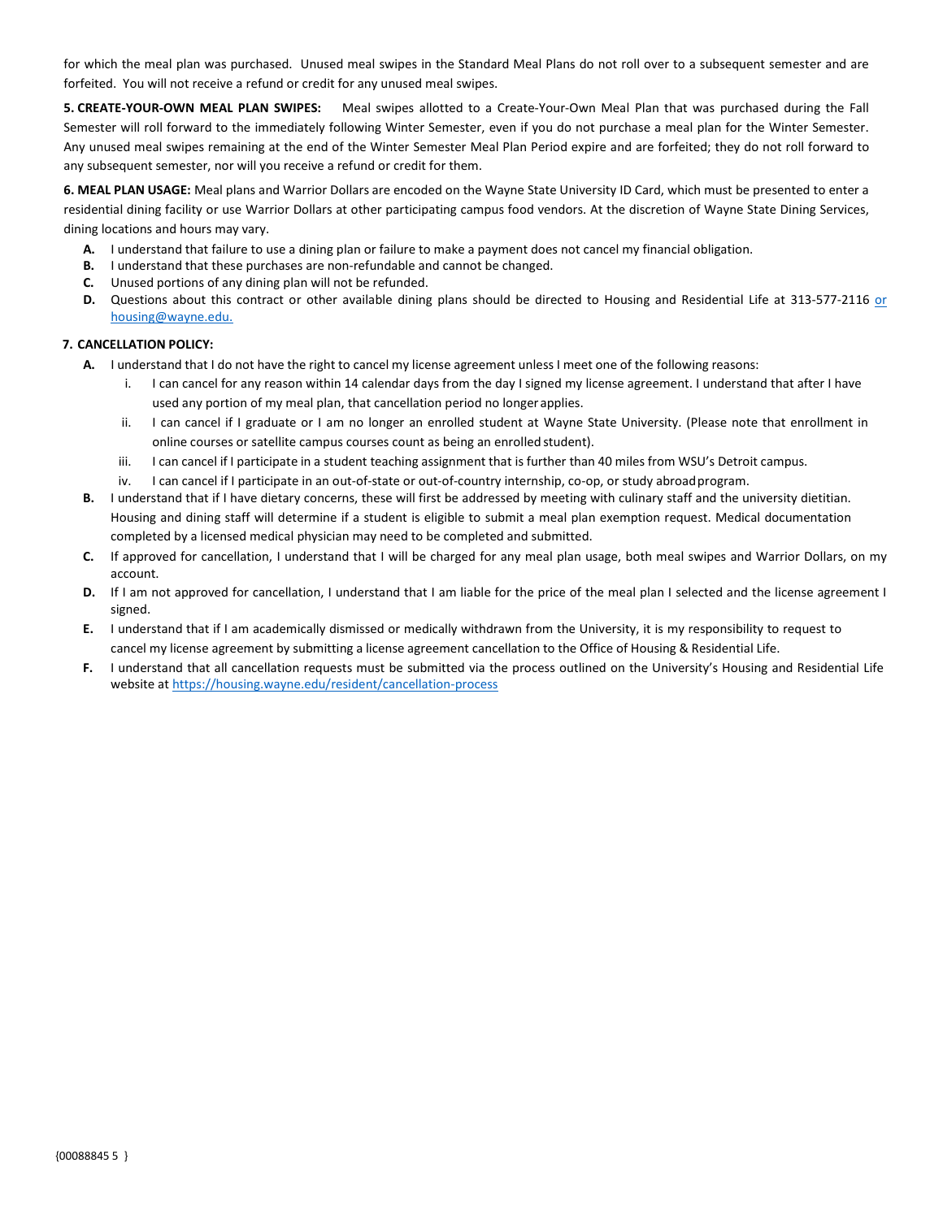for which the meal plan was purchased. Unused meal swipes in the Standard Meal Plans do not roll over to a subsequent semester and are forfeited. You will not receive a refund or credit for any unused meal swipes.

**5. CREATE-YOUR-OWN MEAL PLAN SWIPES:** Meal swipes allotted to a Create-Your-Own Meal Plan that was purchased during the Fall Semester will roll forward to the immediately following Winter Semester, even if you do not purchase a meal plan for the Winter Semester. Any unused meal swipes remaining at the end of the Winter Semester Meal Plan Period expire and are forfeited; they do not roll forward to any subsequent semester, nor will you receive a refund or credit for them.

**6. MEAL PLAN USAGE:** Meal plans and Warrior Dollars are encoded on the Wayne State University ID Card, which must be presented to enter a residential dining facility or use Warrior Dollars at other participating campus food vendors. At the discretion of Wayne State Dining Services, dining locations and hours may vary.

- **A.** I understand that failure to use a dining plan or failure to make a payment does not cancel my financial obligation.
- **B.** I understand that these purchases are non-refundable and cannot be changed.
- **C.** Unused portions of any dining plan will not be refunded.
- **D.** Questions about this contract or other available dining plans should be directed to Housing and Residential Life at 313-577-2116 or housing@wayne.edu.

**7. CANCELLATION POLICY:**

- **A.** I understand that I do not have the right to cancel my license agreement unless I meet one of the following reasons:
  - i. I can cancel for any reason within 14 calendar days from the day I signed my license agreement. I understand that after I have used any portion of my meal plan, that cancellation period no longer applies.
  - ii. I can cancel if I graduate or I am no longer an enrolled student at Wayne State University. (Please note that enrollment in online courses or satellite campus courses count as being an enrolled student).
  - iii. I can cancel if I participate in a student teaching assignment that is further than 40 miles from WSU's Detroit campus.
  - iv. I can cancel if I participate in an out-of-state or out-of-country internship, co-op, or study abroad program.
- **B.** I understand that if I have dietary concerns, these will first be addressed by meeting with culinary staff and the university dietitian. Housing and dining staff will determine if a student is eligible to submit a meal plan exemption request. Medical documentation completed by a licensed medical physician may need to be completed and submitted.
- **C.** If approved for cancellation, I understand that I will be charged for any meal plan usage, both meal swipes and Warrior Dollars, on my account.
- **D.** If I am not approved for cancellation, I understand that I am liable for the price of the meal plan I selected and the license agreement I signed.
- **E.** I understand that if I am academically dismissed or medically withdrawn from the University, it is my responsibility to request to cancel my license agreement by submitting a license agreement cancellation to the Office of Housing & Residential Life.
- **F.** I understand that all cancellation requests must be submitted via the process outlined on the University's Housing and Residential Life website at https://housing.wayne.edu/resident/cancellation-process

{00088845 5 }